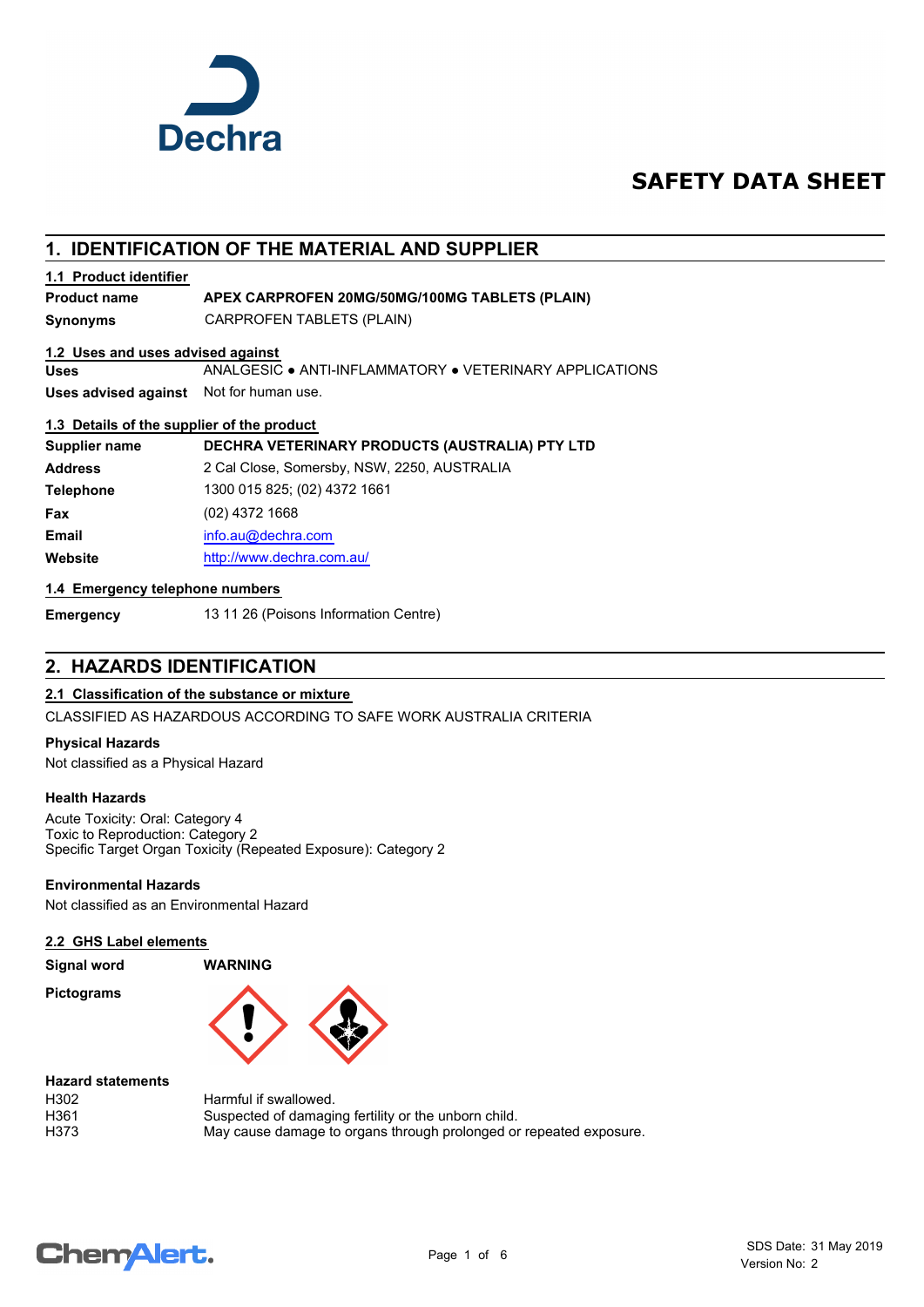Dechra

# SAFETY DATA SHEET

## 1. IDENTIFICATION OF THE MATERIAL AND SUPPLIER

### 1.1 Product identifier

| | |
|---|---|
| **Product name** | **APEX CARPROFEN 20MG/50MG/100MG TABLETS (PLAIN)** |
| **Synonyms** | CARPROFEN TABLETS (PLAIN) |

### 1.2 Uses and uses advised against

| | |
|---|---|
| **Uses** | ANALGESIC ● ANTI-INFLAMMATORY ● VETERINARY APPLICATIONS |
| **Uses advised against** | Not for human use. |

### 1.3 Details of the supplier of the product

| | |
|---|---|
| **Supplier name** | **DECHRA VETERINARY PRODUCTS (AUSTRALIA) PTY LTD** |
| **Address** | 2 Cal Close, Somersby, NSW, 2250, AUSTRALIA |
| **Telephone** | 1300 015 825; (02) 4372 1661 |
| **Fax** | (02) 4372 1668 |
| **Email** | info.au@dechra.com |
| **Website** | http://www.dechra.com.au/ |

### 1.4 Emergency telephone numbers

| | |
|---|---|
| **Emergency** | 13 11 26 (Poisons Information Centre) |

## 2. HAZARDS IDENTIFICATION

### 2.1 Classification of the substance or mixture

CLASSIFIED AS HAZARDOUS ACCORDING TO SAFE WORK AUSTRALIA CRITERIA

**Physical Hazards**

Not classified as a Physical Hazard

**Health Hazards**

Acute Toxicity: Oral: Category 4
Toxic to Reproduction: Category 2
Specific Target Organ Toxicity (Repeated Exposure): Category 2

**Environmental Hazards**

Not classified as an Environmental Hazard

### 2.2 GHS Label elements

| | |
|---|---|
| **Signal word** | **WARNING** |
| **Pictograms** | |

**Hazard statements**

| | |
|---|---|
| H302 | Harmful if swallowed. |
| H361 | Suspected of damaging fertility or the unborn child. |
| H373 | May cause damage to organs through prolonged or repeated exposure. |

SDS Date: 31 May 2019
Version No: 2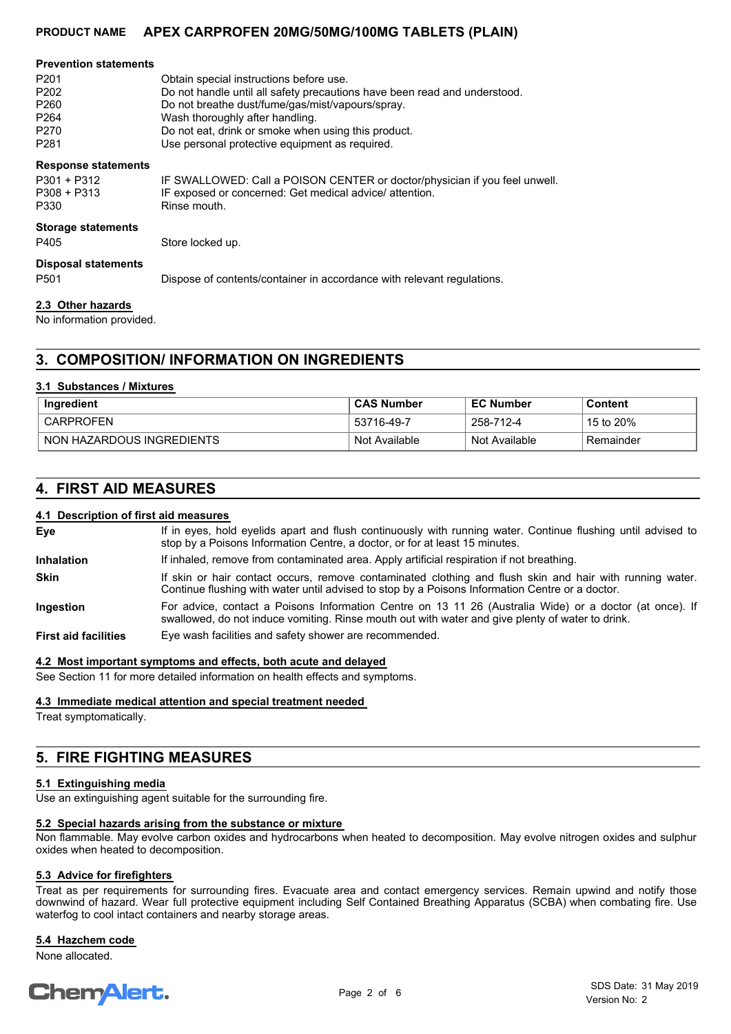**Prevention statements**

| | |
|---|---|
| P201 | Obtain special instructions before use. |
| P202 | Do not handle until all safety precautions have been read and understood. |
| P260 | Do not breathe dust/fume/gas/mist/vapours/spray. |
| P264 | Wash thoroughly after handling. |
| P270 | Do not eat, drink or smoke when using this product. |
| P281 | Use personal protective equipment as required. |

**Response statements**

| | |
|---|---|
| P301 + P312 | IF SWALLOWED: Call a POISON CENTER or doctor/physician if you feel unwell. |
| P308 + P313 | IF exposed or concerned: Get medical advice/ attention. |
| P330 | Rinse mouth. |

**Storage statements**

| | |
|---|---|
| P405 | Store locked up. |

**Disposal statements**

| | |
|---|---|
| P501 | Dispose of contents/container in accordance with relevant regulations. |

### 2.3 Other hazards

No information provided.

## 3. COMPOSITION/ INFORMATION ON INGREDIENTS

### 3.1 Substances / Mixtures

| Ingredient | CAS Number | EC Number | Content |
|---|---|---|---|
| CARPROFEN | 53716-49-7 | 258-712-4 | 15 to 20% |
| NON HAZARDOUS INGREDIENTS | Not Available | Not Available | Remainder |

## 4. FIRST AID MEASURES

### 4.1 Description of first aid measures

**Eye** If in eyes, hold eyelids apart and flush continuously with running water. Continue flushing until advised to stop by a Poisons Information Centre, a doctor, or for at least 15 minutes.

**Inhalation** If inhaled, remove from contaminated area. Apply artificial respiration if not breathing.

**Skin** If skin or hair contact occurs, remove contaminated clothing and flush skin and hair with running water. Continue flushing with water until advised to stop by a Poisons Information Centre or a doctor.

**Ingestion** For advice, contact a Poisons Information Centre on 13 11 26 (Australia Wide) or a doctor (at once). If swallowed, do not induce vomiting. Rinse mouth out with water and give plenty of water to drink.

**First aid facilities** Eye wash facilities and safety shower are recommended.

### 4.2 Most important symptoms and effects, both acute and delayed

See Section 11 for more detailed information on health effects and symptoms.

### 4.3 Immediate medical attention and special treatment needed

Treat symptomatically.

## 5. FIRE FIGHTING MEASURES

### 5.1 Extinguishing media

Use an extinguishing agent suitable for the surrounding fire.

### 5.2 Special hazards arising from the substance or mixture

Non flammable. May evolve carbon oxides and hydrocarbons when heated to decomposition. May evolve nitrogen oxides and sulphur oxides when heated to decomposition.

### 5.3 Advice for firefighters

Treat as per requirements for surrounding fires. Evacuate area and contact emergency services. Remain upwind and notify those downwind of hazard. Wear full protective equipment including Self Contained Breathing Apparatus (SCBA) when combating fire. Use waterfog to cool intact containers and nearby storage areas.

### 5.4 Hazchem code

None allocated.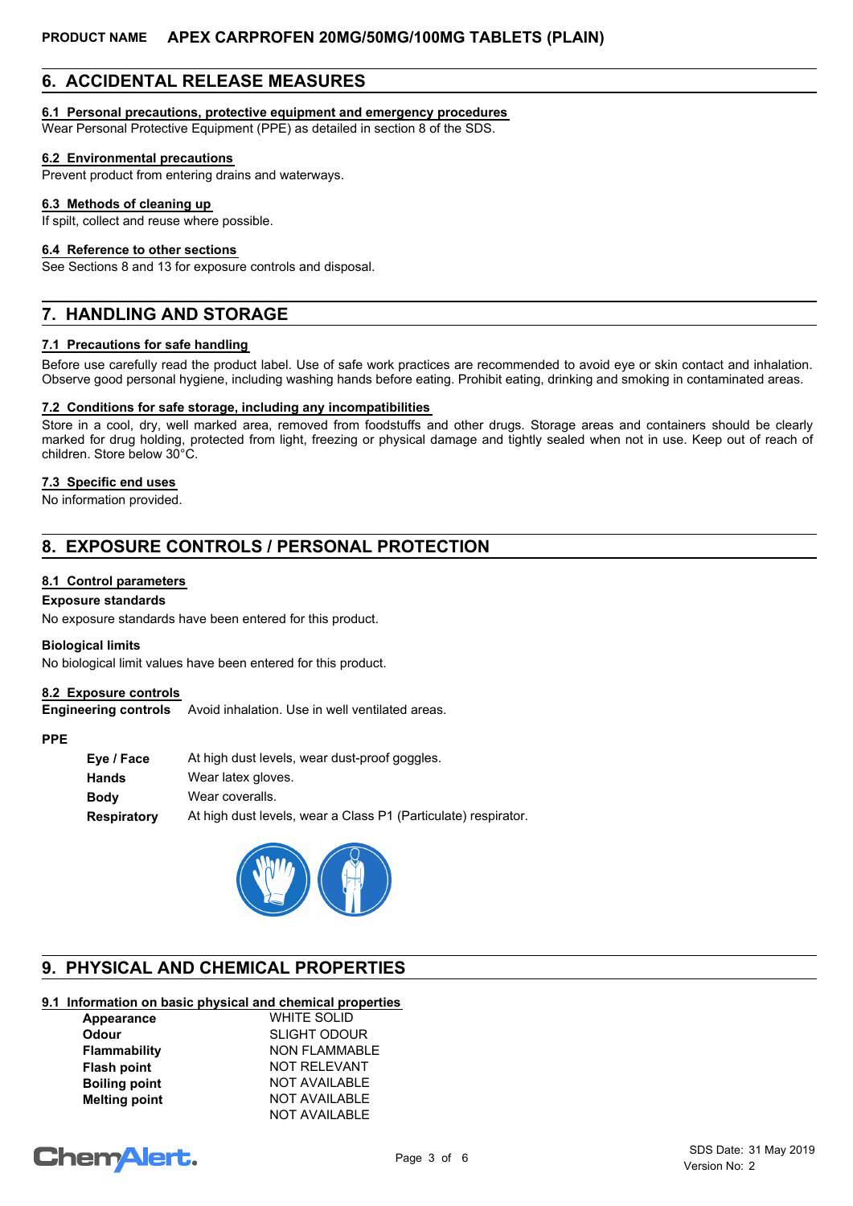## 6. ACCIDENTAL RELEASE MEASURES

### 6.1 Personal precautions, protective equipment and emergency procedures

Wear Personal Protective Equipment (PPE) as detailed in section 8 of the SDS.

### 6.2 Environmental precautions

Prevent product from entering drains and waterways.

### 6.3 Methods of cleaning up

If spilt, collect and reuse where possible.

### 6.4 Reference to other sections

See Sections 8 and 13 for exposure controls and disposal.

## 7. HANDLING AND STORAGE

### 7.1 Precautions for safe handling

Before use carefully read the product label. Use of safe work practices are recommended to avoid eye or skin contact and inhalation. Observe good personal hygiene, including washing hands before eating. Prohibit eating, drinking and smoking in contaminated areas.

### 7.2 Conditions for safe storage, including any incompatibilities

Store in a cool, dry, well marked area, removed from foodstuffs and other drugs. Storage areas and containers should be clearly marked for drug holding, protected from light, freezing or physical damage and tightly sealed when not in use. Keep out of reach of children. Store below 30°C.

### 7.3 Specific end uses

No information provided.

## 8. EXPOSURE CONTROLS / PERSONAL PROTECTION

### 8.1 Control parameters

**Exposure standards**

No exposure standards have been entered for this product.

**Biological limits**

No biological limit values have been entered for this product.

### 8.2 Exposure controls

**Engineering controls** Avoid inhalation. Use in well ventilated areas.

**PPE**

| | |
|---|---|
| **Eye / Face** | At high dust levels, wear dust-proof goggles. |
| **Hands** | Wear latex gloves. |
| **Body** | Wear coveralls. |
| **Respiratory** | At high dust levels, wear a Class P1 (Particulate) respirator. |

## 9. PHYSICAL AND CHEMICAL PROPERTIES

### 9.1 Information on basic physical and chemical properties

| | |
|---|---|
| **Appearance** | WHITE SOLID |
| **Odour** | SLIGHT ODOUR |
| **Flammability** | NON FLAMMABLE |
| **Flash point** | NOT RELEVANT |
| **Boiling point** | NOT AVAILABLE |
| **Melting point** | NOT AVAILABLE |
| | NOT AVAILABLE |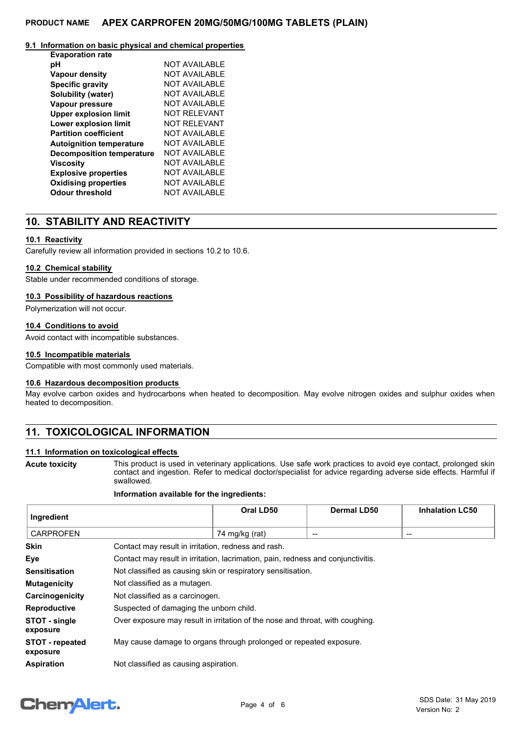### 9.1 Information on basic physical and chemical properties

| Property | Value |
|---|---|
| **Evaporation rate** | |
| **pH** | NOT AVAILABLE |
| **Vapour density** | NOT AVAILABLE |
| **Specific gravity** | NOT AVAILABLE |
| **Solubility (water)** | NOT AVAILABLE |
| **Vapour pressure** | NOT AVAILABLE |
| **Upper explosion limit** | NOT RELEVANT |
| **Lower explosion limit** | NOT RELEVANT |
| **Partition coefficient** | NOT AVAILABLE |
| **Autoignition temperature** | NOT AVAILABLE |
| **Decomposition temperature** | NOT AVAILABLE |
| **Viscosity** | NOT AVAILABLE |
| **Explosive properties** | NOT AVAILABLE |
| **Oxidising properties** | NOT AVAILABLE |
| **Odour threshold** | NOT AVAILABLE |

## 10. STABILITY AND REACTIVITY

### 10.1 Reactivity

Carefully review all information provided in sections 10.2 to 10.6.

### 10.2 Chemical stability

Stable under recommended conditions of storage.

### 10.3 Possibility of hazardous reactions

Polymerization will not occur.

### 10.4 Conditions to avoid

Avoid contact with incompatible substances.

### 10.5 Incompatible materials

Compatible with most commonly used materials.

### 10.6 Hazardous decomposition products

May evolve carbon oxides and hydrocarbons when heated to decomposition. May evolve nitrogen oxides and sulphur oxides when heated to decomposition.

## 11. TOXICOLOGICAL INFORMATION

### 11.1 Information on toxicological effects

**Acute toxicity** This product is used in veterinary applications. Use safe work practices to avoid eye contact, prolonged skin contact and ingestion. Refer to medical doctor/specialist for advice regarding adverse side effects. Harmful if swallowed.

**Information available for the ingredients:**

| Ingredient | Oral LD50 | Dermal LD50 | Inhalation LC50 |
|---|---|---|---|
| CARPROFEN | 74 mg/kg (rat) | -- | -- |

**Skin** Contact may result in irritation, redness and rash.

**Eye** Contact may result in irritation, lacrimation, pain, redness and conjunctivitis.

**Sensitisation** Not classified as causing skin or respiratory sensitisation.

**Mutagenicity** Not classified as a mutagen.

**Carcinogenicity** Not classified as a carcinogen.

**Reproductive** Suspected of damaging the unborn child.

**STOT - single exposure** Over exposure may result in irritation of the nose and throat, with coughing.

**STOT - repeated exposure** May cause damage to organs through prolonged or repeated exposure.

**Aspiration** Not classified as causing aspiration.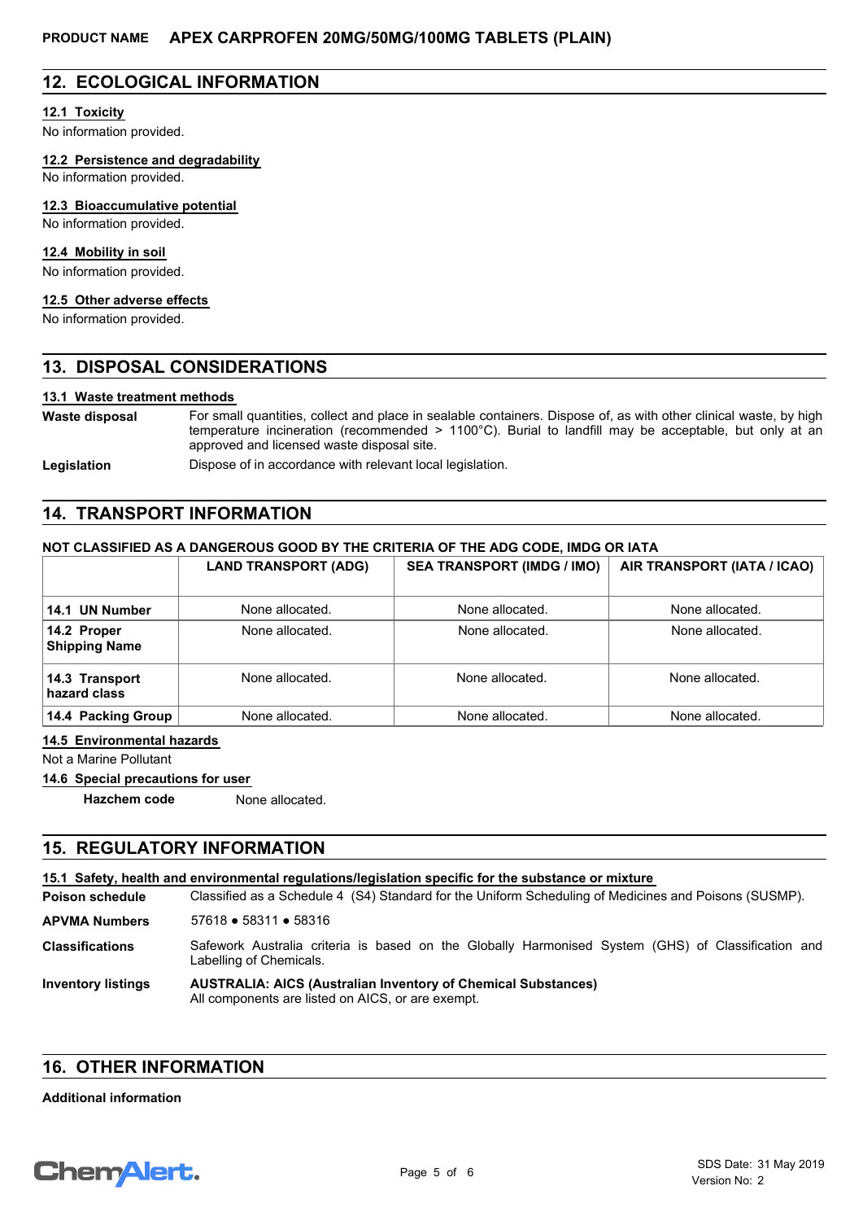## 12. ECOLOGICAL INFORMATION

### 12.1 Toxicity

No information provided.

### 12.2 Persistence and degradability

No information provided.

### 12.3 Bioaccumulative potential

No information provided.

### 12.4 Mobility in soil

No information provided.

### 12.5 Other adverse effects

No information provided.

## 13. DISPOSAL CONSIDERATIONS

### 13.1 Waste treatment methods

**Waste disposal** For small quantities, collect and place in sealable containers. Dispose of, as with other clinical waste, by high temperature incineration (recommended > 1100°C). Burial to landfill may be acceptable, but only at an approved and licensed waste disposal site.

**Legislation** Dispose of in accordance with relevant local legislation.

## 14. TRANSPORT INFORMATION

**NOT CLASSIFIED AS A DANGEROUS GOOD BY THE CRITERIA OF THE ADG CODE, IMDG OR IATA**

| | LAND TRANSPORT (ADG) | SEA TRANSPORT (IMDG / IMO) | AIR TRANSPORT (IATA / ICAO) |
|---|---|---|---|
| **14.1 UN Number** | None allocated. | None allocated. | None allocated. |
| **14.2 Proper Shipping Name** | None allocated. | None allocated. | None allocated. |
| **14.3 Transport hazard class** | None allocated. | None allocated. | None allocated. |
| **14.4 Packing Group** | None allocated. | None allocated. | None allocated. |

### 14.5 Environmental hazards

Not a Marine Pollutant

### 14.6 Special precautions for user

**Hazchem code** None allocated.

## 15. REGULATORY INFORMATION

### 15.1 Safety, health and environmental regulations/legislation specific for the substance or mixture

**Poison schedule** Classified as a Schedule 4 (S4) Standard for the Uniform Scheduling of Medicines and Poisons (SUSMP).

**APVMA Numbers** 57618 ● 58311 ● 58316

**Classifications** Safework Australia criteria is based on the Globally Harmonised System (GHS) of Classification and Labelling of Chemicals.

**Inventory listings** **AUSTRALIA: AICS (Australian Inventory of Chemical Substances)**
All components are listed on AICS, or are exempt.

## 16. OTHER INFORMATION

**Additional information**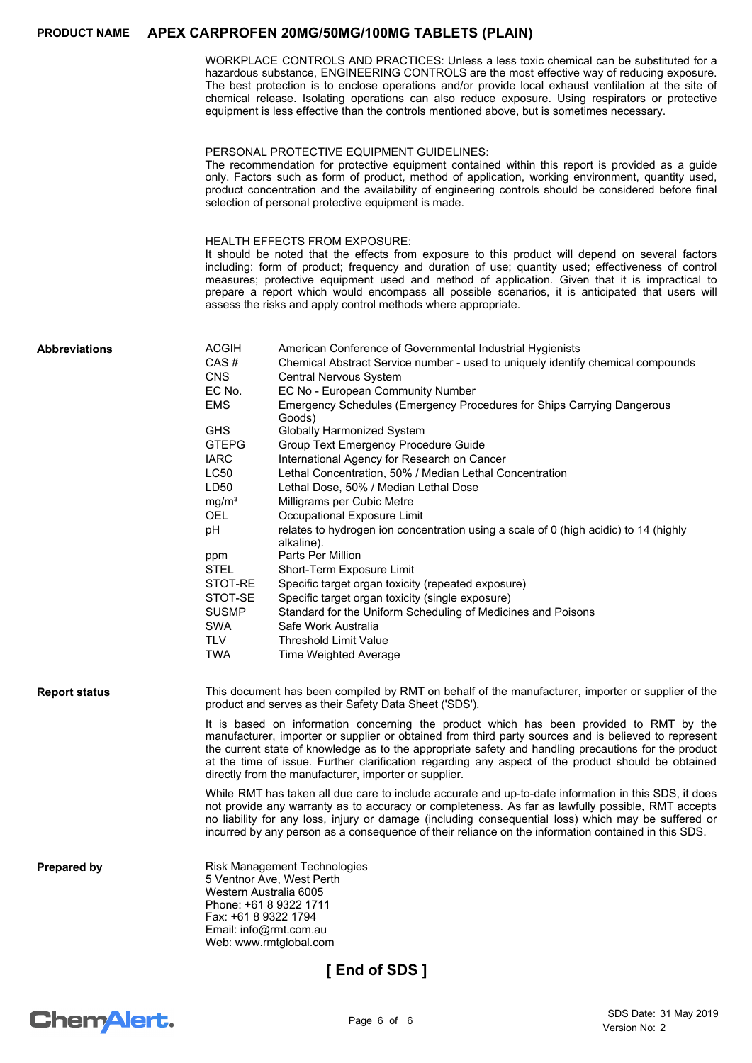WORKPLACE CONTROLS AND PRACTICES: Unless a less toxic chemical can be substituted for a hazardous substance, ENGINEERING CONTROLS are the most effective way of reducing exposure. The best protection is to enclose operations and/or provide local exhaust ventilation at the site of chemical release. Isolating operations can also reduce exposure. Using respirators or protective equipment is less effective than the controls mentioned above, but is sometimes necessary.

PERSONAL PROTECTIVE EQUIPMENT GUIDELINES:
The recommendation for protective equipment contained within this report is provided as a guide only. Factors such as form of product, method of application, working environment, quantity used, product concentration and the availability of engineering controls should be considered before final selection of personal protective equipment is made.

HEALTH EFFECTS FROM EXPOSURE:
It should be noted that the effects from exposure to this product will depend on several factors including: form of product; frequency and duration of use; quantity used; effectiveness of control measures; protective equipment used and method of application. Given that it is impractical to prepare a report which would encompass all possible scenarios, it is anticipated that users will assess the risks and apply control methods where appropriate.

**Abbreviations**

| | |
|---|---|
| ACGIH | American Conference of Governmental Industrial Hygienists |
| CAS # | Chemical Abstract Service number - used to uniquely identify chemical compounds |
| CNS | Central Nervous System |
| EC No. | EC No - European Community Number |
| EMS | Emergency Schedules (Emergency Procedures for Ships Carrying Dangerous Goods) |
| GHS | Globally Harmonized System |
| GTEPG | Group Text Emergency Procedure Guide |
| IARC | International Agency for Research on Cancer |
| LC50 | Lethal Concentration, 50% / Median Lethal Concentration |
| LD50 | Lethal Dose, 50% / Median Lethal Dose |
| $mg/m^3$ | Milligrams per Cubic Metre |
| OEL | Occupational Exposure Limit |
| pH | relates to hydrogen ion concentration using a scale of 0 (high acidic) to 14 (highly alkaline). |
| ppm | Parts Per Million |
| STEL | Short-Term Exposure Limit |
| STOT-RE | Specific target organ toxicity (repeated exposure) |
| STOT-SE | Specific target organ toxicity (single exposure) |
| SUSMP | Standard for the Uniform Scheduling of Medicines and Poisons |
| SWA | Safe Work Australia |
| TLV | Threshold Limit Value |
| TWA | Time Weighted Average |

**Report status**

This document has been compiled by RMT on behalf of the manufacturer, importer or supplier of the product and serves as their Safety Data Sheet ('SDS').

It is based on information concerning the product which has been provided to RMT by the manufacturer, importer or supplier or obtained from third party sources and is believed to represent the current state of knowledge as to the appropriate safety and handling precautions for the product at the time of issue. Further clarification regarding any aspect of the product should be obtained directly from the manufacturer, importer or supplier.

While RMT has taken all due care to include accurate and up-to-date information in this SDS, it does not provide any warranty as to accuracy or completeness. As far as lawfully possible, RMT accepts no liability for any loss, injury or damage (including consequential loss) which may be suffered or incurred by any person as a consequence of their reliance on the information contained in this SDS.

**Prepared by**

Risk Management Technologies
5 Ventnor Ave, West Perth
Western Australia 6005
Phone: +61 8 9322 1711
Fax: +61 8 9322 1794
Email: info@rmt.com.au
Web: www.rmtglobal.com

**[ End of SDS ]**

SDS Date: 31 May 2019
Version No: 2